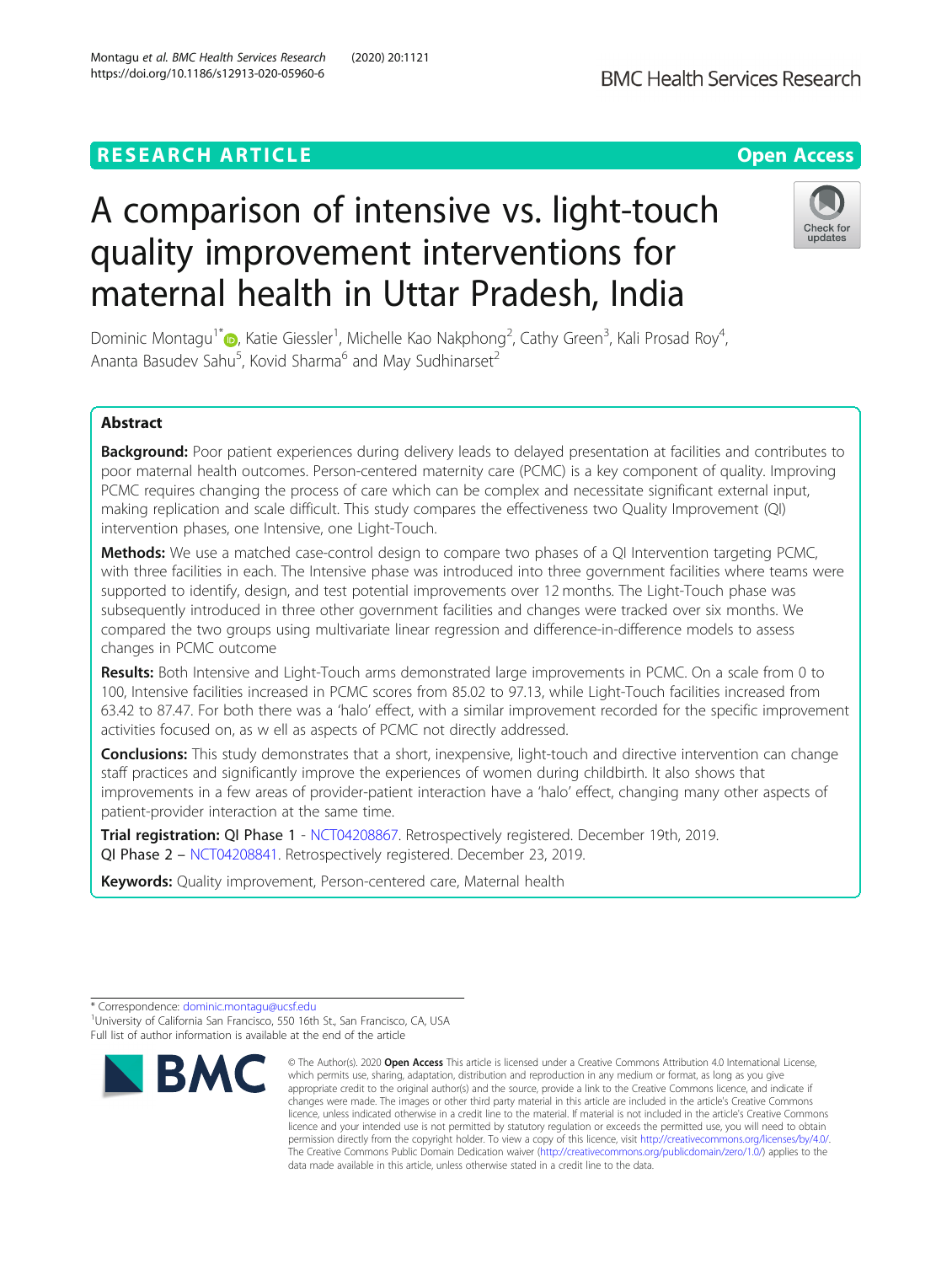RESEARCH ARTICLE

Open Access

# A comparison of intensive vs. light-touch quality improvement interventions for maternal health in Uttar Pradesh, India

Dominic Montagu[1*], Katie Giessler[1], Michelle Kao Nakphong[2], Cathy Green[3], Kali Prosad Roy[4], Ananta Basudev Sahu[5], Kovid Sharma[6] and May Sudhinarset[2]

## Abstract

**Background:** Poor patient experiences during delivery leads to delayed presentation at facilities and contributes to poor maternal health outcomes. Person-centered maternity care (PCMC) is a key component of quality. Improving PCMC requires changing the process of care which can be complex and necessitate significant external input, making replication and scale difficult. This study compares the effectiveness two Quality Improvement (QI) intervention phases, one Intensive, one Light-Touch.

**Methods:** We use a matched case-control design to compare two phases of a QI Intervention targeting PCMC, with three facilities in each. The Intensive phase was introduced into three government facilities where teams were supported to identify, design, and test potential improvements over 12 months. The Light-Touch phase was subsequently introduced in three other government facilities and changes were tracked over six months. We compared the two groups using multivariate linear regression and difference-in-difference models to assess changes in PCMC outcome

**Results:** Both Intensive and Light-Touch arms demonstrated large improvements in PCMC. On a scale from 0 to 100, Intensive facilities increased in PCMC scores from 85.02 to 97.13, while Light-Touch facilities increased from 63.42 to 87.47. For both there was a 'halo' effect, with a similar improvement recorded for the specific improvement activities focused on, as w ell as aspects of PCMC not directly addressed.

**Conclusions:** This study demonstrates that a short, inexpensive, light-touch and directive intervention can change staff practices and significantly improve the experiences of women during childbirth. It also shows that improvements in a few areas of provider-patient interaction have a 'halo' effect, changing many other aspects of patient-provider interaction at the same time.

**Trial registration:** QI Phase 1 - NCT04208867. Retrospectively registered. December 19th, 2019. QI Phase 2 – NCT04208841. Retrospectively registered. December 23, 2019.

**Keywords:** Quality improvement, Person-centered care, Maternal health

\* Correspondence: dominic.montagu@ucsf.edu
[1]University of California San Francisco, 550 16th St., San Francisco, CA, USA
Full list of author information is available at the end of the article

© The Author(s). 2020 **Open Access** This article is licensed under a Creative Commons Attribution 4.0 International License, which permits use, sharing, adaptation, distribution and reproduction in any medium or format, as long as you give appropriate credit to the original author(s) and the source, provide a link to the Creative Commons licence, and indicate if changes were made. The images or other third party material in this article are included in the article's Creative Commons licence, unless indicated otherwise in a credit line to the material. If material is not included in the article's Creative Commons licence and your intended use is not permitted by statutory regulation or exceeds the permitted use, you will need to obtain permission directly from the copyright holder. To view a copy of this licence, visit http://creativecommons.org/licenses/by/4.0/. The Creative Commons Public Domain Dedication waiver (http://creativecommons.org/publicdomain/zero/1.0/) applies to the data made available in this article, unless otherwise stated in a credit line to the data.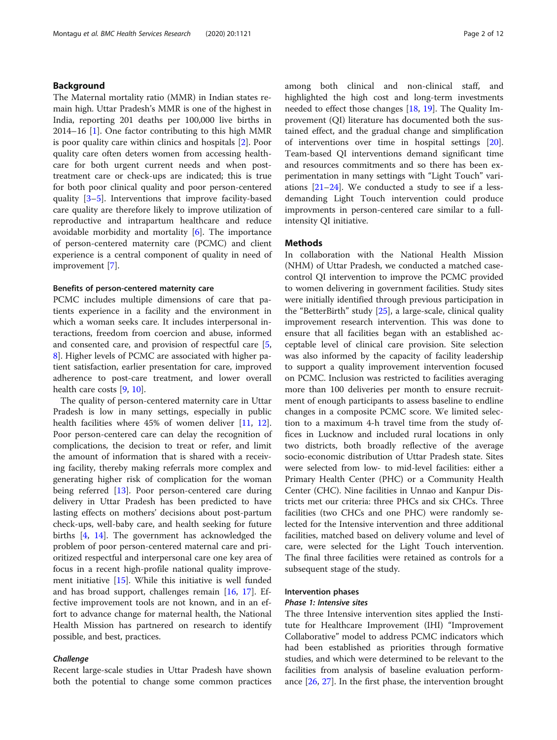## Background

The Maternal mortality ratio (MMR) in Indian states remain high. Uttar Pradesh's MMR is one of the highest in India, reporting 201 deaths per 100,000 live births in 2014–16 [1]. One factor contributing to this high MMR is poor quality care within clinics and hospitals [2]. Poor quality care often deters women from accessing healthcare for both urgent current needs and when post-treatment care or check-ups are indicated; this is true for both poor clinical quality and poor person-centered quality [3–5]. Interventions that improve facility-based care quality are therefore likely to improve utilization of reproductive and intrapartum healthcare and reduce avoidable morbidity and mortality [6]. The importance of person-centered maternity care (PCMC) and client experience is a central component of quality in need of improvement [7].

### Benefits of person-centered maternity care

PCMC includes multiple dimensions of care that patients experience in a facility and the environment in which a woman seeks care. It includes interpersonal interactions, freedom from coercion and abuse, informed and consented care, and provision of respectful care [5, 8]. Higher levels of PCMC are associated with higher patient satisfaction, earlier presentation for care, improved adherence to post-care treatment, and lower overall health care costs [9, 10].

The quality of person-centered maternity care in Uttar Pradesh is low in many settings, especially in public health facilities where 45% of women deliver [11, 12]. Poor person-centered care can delay the recognition of complications, the decision to treat or refer, and limit the amount of information that is shared with a receiving facility, thereby making referrals more complex and generating higher risk of complication for the woman being referred [13]. Poor person-centered care during delivery in Uttar Pradesh has been predicted to have lasting effects on mothers' decisions about post-partum check-ups, well-baby care, and health seeking for future births [4, 14]. The government has acknowledged the problem of poor person-centered maternal care and prioritized respectful and interpersonal care one key area of focus in a recent high-profile national quality improvement initiative [15]. While this initiative is well funded and has broad support, challenges remain [16, 17]. Effective improvement tools are not known, and in an effort to advance change for maternal health, the National Health Mission has partnered on research to identify possible, and best, practices.

### *Challenge*

Recent large-scale studies in Uttar Pradesh have shown both the potential to change some common practices among both clinical and non-clinical staff, and highlighted the high cost and long-term investments needed to effect those changes [18, 19]. The Quality Improvement (QI) literature has documented both the sustained effect, and the gradual change and simplification of interventions over time in hospital settings [20]. Team-based QI interventions demand significant time and resources commitments and so there has been experimentation in many settings with "Light Touch" variations [21–24]. We conducted a study to see if a less-demanding Light Touch intervention could produce improvments in person-centered care similar to a full-intensity QI initiative.

## Methods

In collaboration with the National Health Mission (NHM) of Uttar Pradesh, we conducted a matched case-control QI intervention to improve the PCMC provided to women delivering in government facilities. Study sites were initially identified through previous participation in the "BetterBirth" study [25], a large-scale, clinical quality improvement research intervention. This was done to ensure that all facilities began with an established acceptable level of clinical care provision. Site selection was also informed by the capacity of facility leadership to support a quality improvement intervention focused on PCMC. Inclusion was restricted to facilities averaging more than 100 deliveries per month to ensure recruitment of enough participants to assess baseline to endline changes in a composite PCMC score. We limited selection to a maximum 4-h travel time from the study offices in Lucknow and included rural locations in only two districts, both broadly reflective of the average socio-economic distribution of Uttar Pradesh state. Sites were selected from low- to mid-level facilities: either a Primary Health Center (PHC) or a Community Health Center (CHC). Nine facilities in Unnao and Kanpur Districts met our criteria: three PHCs and six CHCs. Three facilities (two CHCs and one PHC) were randomly selected for the Intensive intervention and three additional facilities, matched based on delivery volume and level of care, were selected for the Light Touch intervention. The final three facilities were retained as controls for a subsequent stage of the study.

### Intervention phases

#### *Phase 1: Intensive sites*

The three Intensive intervention sites applied the Institute for Healthcare Improvement (IHI) "Improvement Collaborative" model to address PCMC indicators which had been established as priorities through formative studies, and which were determined to be relevant to the facilities from analysis of baseline evaluation performance [26, 27]. In the first phase, the intervention brought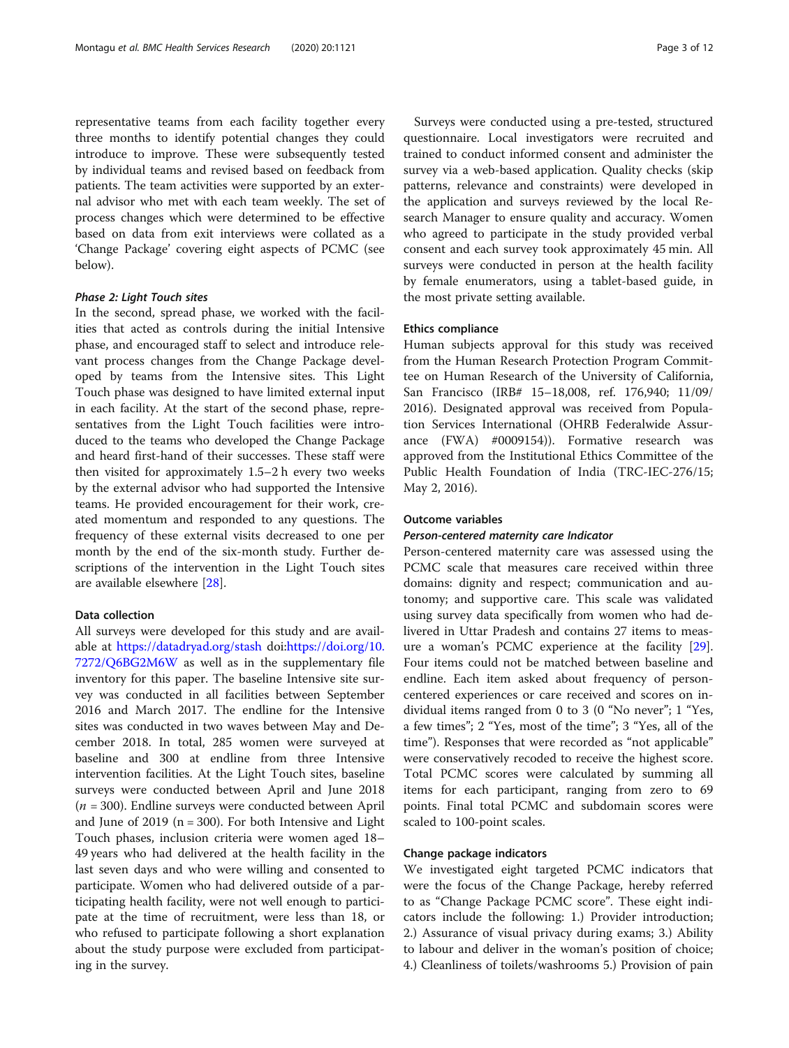representative teams from each facility together every three months to identify potential changes they could introduce to improve. These were subsequently tested by individual teams and revised based on feedback from patients. The team activities were supported by an external advisor who met with each team weekly. The set of process changes which were determined to be effective based on data from exit interviews were collated as a 'Change Package' covering eight aspects of PCMC (see below).

#### *Phase 2: Light Touch sites*

In the second, spread phase, we worked with the facilities that acted as controls during the initial Intensive phase, and encouraged staff to select and introduce relevant process changes from the Change Package developed by teams from the Intensive sites. This Light Touch phase was designed to have limited external input in each facility. At the start of the second phase, representatives from the Light Touch facilities were introduced to the teams who developed the Change Package and heard first-hand of their successes. These staff were then visited for approximately 1.5–2 h every two weeks by the external advisor who had supported the Intensive teams. He provided encouragement for their work, created momentum and responded to any questions. The frequency of these external visits decreased to one per month by the end of the six-month study. Further descriptions of the intervention in the Light Touch sites are available elsewhere [28].

### Data collection

All surveys were developed for this study and are available at https://datadryad.org/stash doi:https://doi.org/10.7272/Q6BG2M6W as well as in the supplementary file inventory for this paper. The baseline Intensive site survey was conducted in all facilities between September 2016 and March 2017. The endline for the Intensive sites was conducted in two waves between May and December 2018. In total, 285 women were surveyed at baseline and 300 at endline from three Intensive intervention facilities. At the Light Touch sites, baseline surveys were conducted between April and June 2018 ($n$ = 300). Endline surveys were conducted between April and June of 2019 (n = 300). For both Intensive and Light Touch phases, inclusion criteria were women aged 18–49 years who had delivered at the health facility in the last seven days and who were willing and consented to participate. Women who had delivered outside of a participating health facility, were not well enough to participate at the time of recruitment, were less than 18, or who refused to participate following a short explanation about the study purpose were excluded from participating in the survey.

Surveys were conducted using a pre-tested, structured questionnaire. Local investigators were recruited and trained to conduct informed consent and administer the survey via a web-based application. Quality checks (skip patterns, relevance and constraints) were developed in the application and surveys reviewed by the local Research Manager to ensure quality and accuracy. Women who agreed to participate in the study provided verbal consent and each survey took approximately 45 min. All surveys were conducted in person at the health facility by female enumerators, using a tablet-based guide, in the most private setting available.

### Ethics compliance

Human subjects approval for this study was received from the Human Research Protection Program Committee on Human Research of the University of California, San Francisco (IRB# 15–18,008, ref. 176,940; 11/09/2016). Designated approval was received from Population Services International (OHRB Federalwide Assurance (FWA) #0009154)). Formative research was approved from the Institutional Ethics Committee of the Public Health Foundation of India (TRC-IEC-276/15; May 2, 2016).

### Outcome variables

#### *Person-centered maternity care Indicator*

Person-centered maternity care was assessed using the PCMC scale that measures care received within three domains: dignity and respect; communication and autonomy; and supportive care. This scale was validated using survey data specifically from women who had delivered in Uttar Pradesh and contains 27 items to measure a woman's PCMC experience at the facility [29]. Four items could not be matched between baseline and endline. Each item asked about frequency of person-centered experiences or care received and scores on individual items ranged from 0 to 3 (0 "No never"; 1 "Yes, a few times"; 2 "Yes, most of the time"; 3 "Yes, all of the time"). Responses that were recorded as "not applicable" were conservatively recoded to receive the highest score. Total PCMC scores were calculated by summing all items for each participant, ranging from zero to 69 points. Final total PCMC and subdomain scores were scaled to 100-point scales.

### Change package indicators

We investigated eight targeted PCMC indicators that were the focus of the Change Package, hereby referred to as "Change Package PCMC score". These eight indicators include the following: 1.) Provider introduction; 2.) Assurance of visual privacy during exams; 3.) Ability to labour and deliver in the woman's position of choice; 4.) Cleanliness of toilets/washrooms 5.) Provision of pain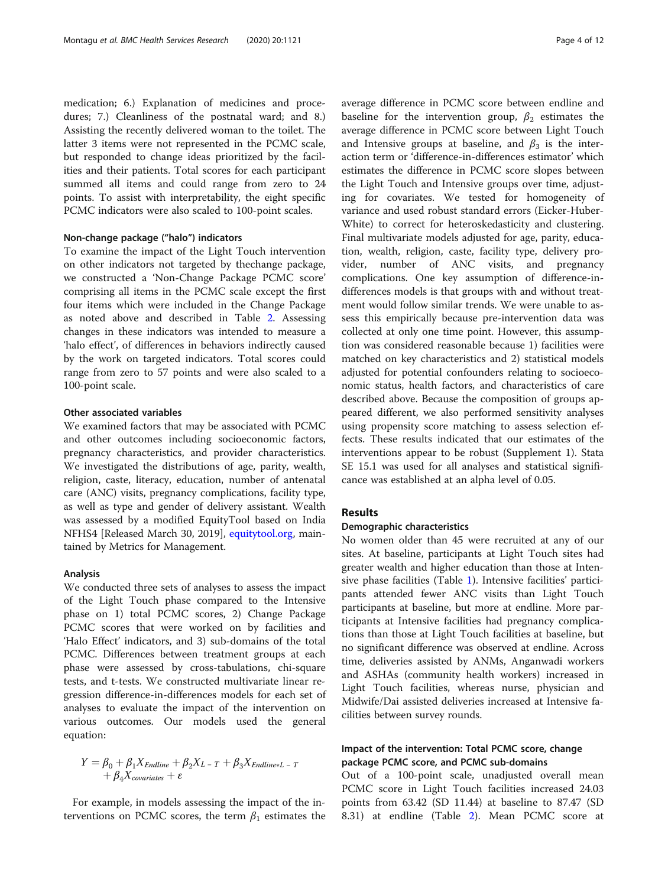medication; 6.) Explanation of medicines and procedures; 7.) Cleanliness of the postnatal ward; and 8.) Assisting the recently delivered woman to the toilet. The latter 3 items were not represented in the PCMC scale, but responded to change ideas prioritized by the facilities and their patients. Total scores for each participant summed all items and could range from zero to 24 points. To assist with interpretability, the eight specific PCMC indicators were also scaled to 100-point scales.

#### Non-change package ("halo") indicators

To examine the impact of the Light Touch intervention on other indicators not targeted by thechange package, we constructed a 'Non-Change Package PCMC score' comprising all items in the PCMC scale except the first four items which were included in the Change Package as noted above and described in Table 2. Assessing changes in these indicators was intended to measure a 'halo effect', of differences in behaviors indirectly caused by the work on targeted indicators. Total scores could range from zero to 57 points and were also scaled to a 100-point scale.

#### Other associated variables

We examined factors that may be associated with PCMC and other outcomes including socioeconomic factors, pregnancy characteristics, and provider characteristics. We investigated the distributions of age, parity, wealth, religion, caste, literacy, education, number of antenatal care (ANC) visits, pregnancy complications, facility type, as well as type and gender of delivery assistant. Wealth was assessed by a modified EquityTool based on India NFHS4 [Released March 30, 2019], equitytool.org, maintained by Metrics for Management.

#### Analysis

We conducted three sets of analyses to assess the impact of the Light Touch phase compared to the Intensive phase on 1) total PCMC scores, 2) Change Package PCMC scores that were worked on by facilities and 'Halo Effect' indicators, and 3) sub-domains of the total PCMC. Differences between treatment groups at each phase were assessed by cross-tabulations, chi-square tests, and t-tests. We constructed multivariate linear regression difference-in-differences models for each set of analyses to evaluate the impact of the intervention on various outcomes. Our models used the general equation:

$$Y = \beta_0 + \beta_1 X_{Endline} + \beta_2 X_{L-T} + \beta_3 X_{Endline*L-T} + \beta_4 X_{covariates} + \varepsilon$$

For example, in models assessing the impact of the interventions on PCMC scores, the term $\beta_1$ estimates the average difference in PCMC score between endline and baseline for the intervention group, $\beta_2$ estimates the average difference in PCMC score between Light Touch and Intensive groups at baseline, and $\beta_3$ is the interaction term or 'difference-in-differences estimator' which estimates the difference in PCMC score slopes between the Light Touch and Intensive groups over time, adjusting for covariates. We tested for homogeneity of variance and used robust standard errors (Eicker-Huber-White) to correct for heteroskedasticity and clustering. Final multivariate models adjusted for age, parity, education, wealth, religion, caste, facility type, delivery provider, number of ANC visits, and pregnancy complications. One key assumption of difference-in-differences models is that groups with and without treatment would follow similar trends. We were unable to assess this empirically because pre-intervention data was collected at only one time point. However, this assumption was considered reasonable because 1) facilities were matched on key characteristics and 2) statistical models adjusted for potential confounders relating to socioeconomic status, health factors, and characteristics of care described above. Because the composition of groups appeared different, we also performed sensitivity analyses using propensity score matching to assess selection effects. These results indicated that our estimates of the interventions appear to be robust (Supplement 1). Stata SE 15.1 was used for all analyses and statistical significance was established at an alpha level of 0.05.

## Results

#### Demographic characteristics

No women older than 45 were recruited at any of our sites. At baseline, participants at Light Touch sites had greater wealth and higher education than those at Intensive phase facilities (Table 1). Intensive facilities' participants attended fewer ANC visits than Light Touch participants at baseline, but more at endline. More participants at Intensive facilities had pregnancy complications than those at Light Touch facilities at baseline, but no significant difference was observed at endline. Across time, deliveries assisted by ANMs, Anganwadi workers and ASHAs (community health workers) increased in Light Touch facilities, whereas nurse, physician and Midwife/Dai assisted deliveries increased at Intensive facilities between survey rounds.

#### Impact of the intervention: Total PCMC score, change package PCMC score, and PCMC sub-domains

Out of a 100-point scale, unadjusted overall mean PCMC score in Light Touch facilities increased 24.03 points from 63.42 (SD 11.44) at baseline to 87.47 (SD 8.31) at endline (Table 2). Mean PCMC score at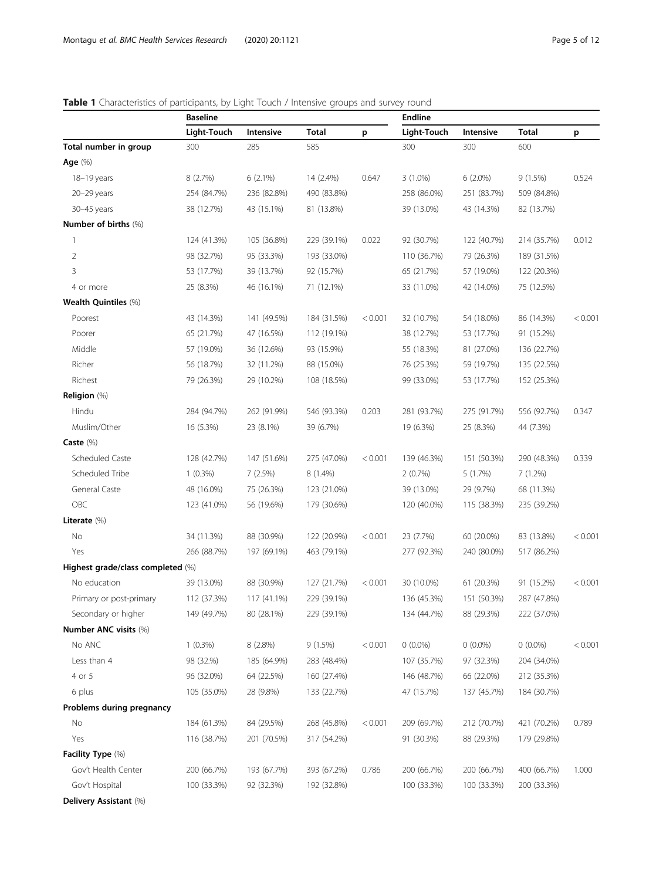**Table 1** Characteristics of participants, by Light Touch / Intensive groups and survey round

| | Baseline | | | | Endline | | | |
|---|---|---|---|---|---|---|---|---|
| | Light-Touch | Intensive | Total | p | Light-Touch | Intensive | Total | p |
| **Total number in group** | 300 | 285 | 585 | | 300 | 300 | 600 | |
| **Age** (%) | | | | | | | | |
| 18–19 years | 8 (2.7%) | 6 (2.1%) | 14 (2.4%) | 0.647 | 3 (1.0%) | 6 (2.0%) | 9 (1.5%) | 0.524 |
| 20–29 years | 254 (84.7%) | 236 (82.8%) | 490 (83.8%) | | 258 (86.0%) | 251 (83.7%) | 509 (84.8%) | |
| 30–45 years | 38 (12.7%) | 43 (15.1%) | 81 (13.8%) | | 39 (13.0%) | 43 (14.3%) | 82 (13.7%) | |
| **Number of births** (%) | | | | | | | | |
| 1 | 124 (41.3%) | 105 (36.8%) | 229 (39.1%) | 0.022 | 92 (30.7%) | 122 (40.7%) | 214 (35.7%) | 0.012 |
| 2 | 98 (32.7%) | 95 (33.3%) | 193 (33.0%) | | 110 (36.7%) | 79 (26.3%) | 189 (31.5%) | |
| 3 | 53 (17.7%) | 39 (13.7%) | 92 (15.7%) | | 65 (21.7%) | 57 (19.0%) | 122 (20.3%) | |
| 4 or more | 25 (8.3%) | 46 (16.1%) | 71 (12.1%) | | 33 (11.0%) | 42 (14.0%) | 75 (12.5%) | |
| **Wealth Quintiles** (%) | | | | | | | | |
| Poorest | 43 (14.3%) | 141 (49.5%) | 184 (31.5%) | < 0.001 | 32 (10.7%) | 54 (18.0%) | 86 (14.3%) | < 0.001 |
| Poorer | 65 (21.7%) | 47 (16.5%) | 112 (19.1%) | | 38 (12.7%) | 53 (17.7%) | 91 (15.2%) | |
| Middle | 57 (19.0%) | 36 (12.6%) | 93 (15.9%) | | 55 (18.3%) | 81 (27.0%) | 136 (22.7%) | |
| Richer | 56 (18.7%) | 32 (11.2%) | 88 (15.0%) | | 76 (25.3%) | 59 (19.7%) | 135 (22.5%) | |
| Richest | 79 (26.3%) | 29 (10.2%) | 108 (18.5%) | | 99 (33.0%) | 53 (17.7%) | 152 (25.3%) | |
| **Religion** (%) | | | | | | | | |
| Hindu | 284 (94.7%) | 262 (91.9%) | 546 (93.3%) | 0.203 | 281 (93.7%) | 275 (91.7%) | 556 (92.7%) | 0.347 |
| Muslim/Other | 16 (5.3%) | 23 (8.1%) | 39 (6.7%) | | 19 (6.3%) | 25 (8.3%) | 44 (7.3%) | |
| **Caste** (%) | | | | | | | | |
| Scheduled Caste | 128 (42.7%) | 147 (51.6%) | 275 (47.0%) | < 0.001 | 139 (46.3%) | 151 (50.3%) | 290 (48.3%) | 0.339 |
| Scheduled Tribe | 1 (0.3%) | 7 (2.5%) | 8 (1.4%) | | 2 (0.7%) | 5 (1.7%) | 7 (1.2%) | |
| General Caste | 48 (16.0%) | 75 (26.3%) | 123 (21.0%) | | 39 (13.0%) | 29 (9.7%) | 68 (11.3%) | |
| OBC | 123 (41.0%) | 56 (19.6%) | 179 (30.6%) | | 120 (40.0%) | 115 (38.3%) | 235 (39.2%) | |
| **Literate** (%) | | | | | | | | |
| No | 34 (11.3%) | 88 (30.9%) | 122 (20.9%) | < 0.001 | 23 (7.7%) | 60 (20.0%) | 83 (13.8%) | < 0.001 |
| Yes | 266 (88.7%) | 197 (69.1%) | 463 (79.1%) | | 277 (92.3%) | 240 (80.0%) | 517 (86.2%) | |
| **Highest grade/class completed** (%) | | | | | | | | |
| No education | 39 (13.0%) | 88 (30.9%) | 127 (21.7%) | < 0.001 | 30 (10.0%) | 61 (20.3%) | 91 (15.2%) | < 0.001 |
| Primary or post-primary | 112 (37.3%) | 117 (41.1%) | 229 (39.1%) | | 136 (45.3%) | 151 (50.3%) | 287 (47.8%) | |
| Secondary or higher | 149 (49.7%) | 80 (28.1%) | 229 (39.1%) | | 134 (44.7%) | 88 (29.3%) | 222 (37.0%) | |
| **Number ANC visits** (%) | | | | | | | | |
| No ANC | 1 (0.3%) | 8 (2.8%) | 9 (1.5%) | < 0.001 | 0 (0.0%) | 0 (0.0%) | 0 (0.0%) | < 0.001 |
| Less than 4 | 98 (32.7%) | 185 (64.9%) | 283 (48.4%) | | 107 (35.7%) | 97 (32.3%) | 204 (34.0%) | |
| 4 or 5 | 96 (32.0%) | 64 (22.5%) | 160 (27.4%) | | 146 (48.7%) | 66 (22.0%) | 212 (35.3%) | |
| 6 plus | 105 (35.0%) | 28 (9.8%) | 133 (22.7%) | | 47 (15.7%) | 137 (45.7%) | 184 (30.7%) | |
| **Problems during pregnancy** | | | | | | | | |
| No | 184 (61.3%) | 84 (29.5%) | 268 (45.8%) | < 0.001 | 209 (69.7%) | 212 (70.7%) | 421 (70.2%) | 0.789 |
| Yes | 116 (38.7%) | 201 (70.5%) | 317 (54.2%) | | 91 (30.3%) | 88 (29.3%) | 179 (29.8%) | |
| **Facility Type** (%) | | | | | | | | |
| Gov't Health Center | 200 (66.7%) | 193 (67.7%) | 393 (67.2%) | 0.786 | 200 (66.7%) | 200 (66.7%) | 400 (66.7%) | 1.000 |
| Gov't Hospital | 100 (33.3%) | 92 (32.3%) | 192 (32.8%) | | 100 (33.3%) | 100 (33.3%) | 200 (33.3%) | |
| **Delivery Assistant** (%) | | | | | | | | |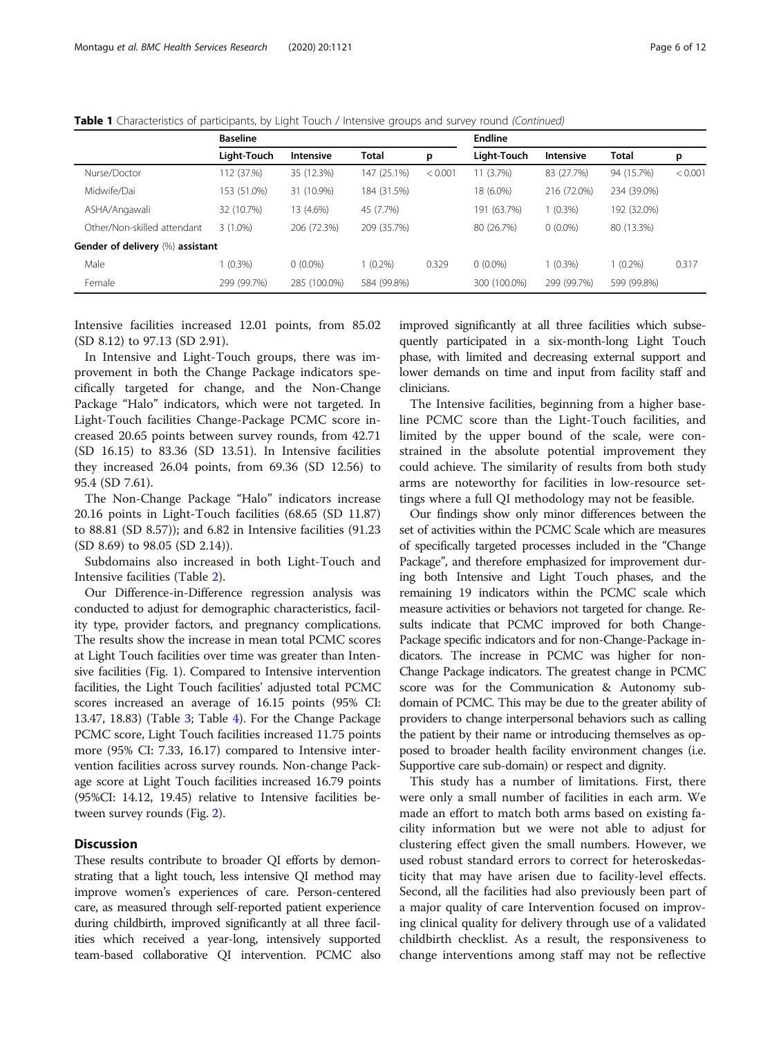**Table 1** Characteristics of participants, by Light Touch / Intensive groups and survey round *(Continued)*

| | Baseline | | | | Endline | | | |
|---|---|---|---|---|---|---|---|---|
| | Light-Touch | Intensive | Total | p | Light-Touch | Intensive | Total | p |
| Nurse/Doctor | 112 (37.9%) | 35 (12.3%) | 147 (25.1%) | < 0.001 | 11 (3.7%) | 83 (27.7%) | 94 (15.7%) | < 0.001 |
| Midwife/Dai | 153 (51.0%) | 31 (10.9%) | 184 (31.5%) | | 18 (6.0%) | 216 (72.0%) | 234 (39.0%) | |
| ASHA/Angawali | 32 (10.7%) | 13 (4.6%) | 45 (7.7%) | | 191 (63.7%) | 1 (0.3%) | 192 (32.0%) | |
| Other/Non-skilled attendant | 3 (1.0%) | 206 (72.3%) | 209 (35.7%) | | 80 (26.7%) | 0 (0.0%) | 80 (13.3%) | |
| **Gender of delivery (%) assistant** | | | | | | | | |
| Male | 1 (0.3%) | 0 (0.0%) | 1 (0.2%) | 0.329 | 0 (0.0%) | 1 (0.3%) | 1 (0.2%) | 0.317 |
| Female | 299 (99.7%) | 285 (100.0%) | 584 (99.8%) | | 300 (100.0%) | 299 (99.7%) | 599 (99.8%) | |

Intensive facilities increased 12.01 points, from 85.02 (SD 8.12) to 97.13 (SD 2.91).

In Intensive and Light-Touch groups, there was improvement in both the Change Package indicators specifically targeted for change, and the Non-Change Package "Halo" indicators, which were not targeted. In Light-Touch facilities Change-Package PCMC score increased 20.65 points between survey rounds, from 42.71 (SD 16.15) to 83.36 (SD 13.51). In Intensive facilities they increased 26.04 points, from 69.36 (SD 12.56) to 95.4 (SD 7.61).

The Non-Change Package "Halo" indicators increase 20.16 points in Light-Touch facilities (68.65 (SD 11.87) to 88.81 (SD 8.57)); and 6.82 in Intensive facilities (91.23 (SD 8.69) to 98.05 (SD 2.14)).

Subdomains also increased in both Light-Touch and Intensive facilities (Table 2).

Our Difference-in-Difference regression analysis was conducted to adjust for demographic characteristics, facility type, provider factors, and pregnancy complications. The results show the increase in mean total PCMC scores at Light Touch facilities over time was greater than Intensive facilities (Fig. 1). Compared to Intensive intervention facilities, the Light Touch facilities' adjusted total PCMC scores increased an average of 16.15 points (95% CI: 13.47, 18.83) (Table 3; Table 4). For the Change Package PCMC score, Light Touch facilities increased 11.75 points more (95% CI: 7.33, 16.17) compared to Intensive intervention facilities across survey rounds. Non-change Package score at Light Touch facilities increased 16.79 points (95%CI: 14.12, 19.45) relative to Intensive facilities between survey rounds (Fig. 2).

## Discussion

These results contribute to broader QI efforts by demonstrating that a light touch, less intensive QI method may improve women's experiences of care. Person-centered care, as measured through self-reported patient experience during childbirth, improved significantly at all three facilities which received a year-long, intensively supported team-based collaborative QI intervention. PCMC also improved significantly at all three facilities which subsequently participated in a six-month-long Light Touch phase, with limited and decreasing external support and lower demands on time and input from facility staff and clinicians.

The Intensive facilities, beginning from a higher baseline PCMC score than the Light-Touch facilities, and limited by the upper bound of the scale, were constrained in the absolute potential improvement they could achieve. The similarity of results from both study arms are noteworthy for facilities in low-resource settings where a full QI methodology may not be feasible.

Our findings show only minor differences between the set of activities within the PCMC Scale which are measures of specifically targeted processes included in the "Change Package", and therefore emphasized for improvement during both Intensive and Light Touch phases, and the remaining 19 indicators within the PCMC scale which measure activities or behaviors not targeted for change. Results indicate that PCMC improved for both Change-Package specific indicators and for non-Change-Package indicators. The increase in PCMC was higher for non-Change Package indicators. The greatest change in PCMC score was for the Communication & Autonomy subdomain of PCMC. This may be due to the greater ability of providers to change interpersonal behaviors such as calling the patient by their name or introducing themselves as opposed to broader health facility environment changes (i.e. Supportive care sub-domain) or respect and dignity.

This study has a number of limitations. First, there were only a small number of facilities in each arm. We made an effort to match both arms based on existing facility information but we were not able to adjust for clustering effect given the small numbers. However, we used robust standard errors to correct for heteroskedasticity that may have arisen due to facility-level effects. Second, all the facilities had also previously been part of a major quality of care Intervention focused on improving clinical quality for delivery through use of a validated childbirth checklist. As a result, the responsiveness to change interventions among staff may not be reflective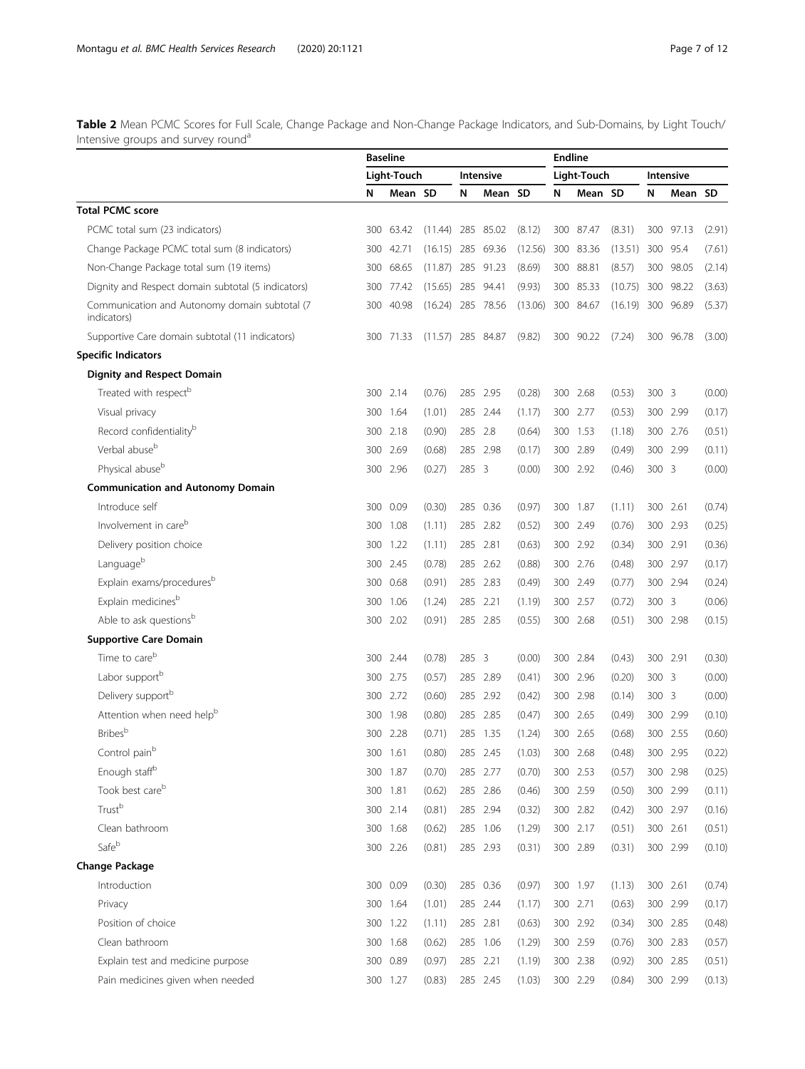**Table 2** Mean PCMC Scores for Full Scale, Change Package and Non-Change Package Indicators, and Sub-Domains, by Light Touch/ Intensive groups and survey round[a]

| | Baseline | | | | | | Endline | | | | | |
|---|---|---|---|---|---|---|---|---|---|---|---|---|
| | Light-Touch | | | Intensive | | | Light-Touch | | | Intensive | | |
| | N | Mean | SD | N | Mean | SD | N | Mean | SD | N | Mean | SD |
| **Total PCMC score** | | | | | | | | | | | | |
| PCMC total sum (23 indicators) | 300 | 63.42 | (11.44) | 285 | 85.02 | (8.12) | 300 | 87.47 | (8.31) | 300 | 97.13 | (2.91) |
| Change Package PCMC total sum (8 indicators) | 300 | 42.71 | (16.15) | 285 | 69.36 | (12.56) | 300 | 83.36 | (13.51) | 300 | 95.4 | (7.61) |
| Non-Change Package total sum (19 items) | 300 | 68.65 | (11.87) | 285 | 91.23 | (8.69) | 300 | 88.81 | (8.57) | 300 | 98.05 | (2.14) |
| Dignity and Respect domain subtotal (5 indicators) | 300 | 77.42 | (15.65) | 285 | 94.41 | (9.93) | 300 | 85.33 | (10.75) | 300 | 98.22 | (3.63) |
| Communication and Autonomy domain subtotal (7 indicators) | 300 | 40.98 | (16.24) | 285 | 78.56 | (13.06) | 300 | 84.67 | (16.19) | 300 | 96.89 | (5.37) |
| Supportive Care domain subtotal (11 indicators) | 300 | 71.33 | (11.57) | 285 | 84.87 | (9.82) | 300 | 90.22 | (7.24) | 300 | 96.78 | (3.00) |
| **Specific Indicators** | | | | | | | | | | | | |
| **Dignity and Respect Domain** | | | | | | | | | | | | |
| Treated with respect[b] | 300 | 2.14 | (0.76) | 285 | 2.95 | (0.28) | 300 | 2.68 | (0.53) | 300 | 3 | (0.00) |
| Visual privacy | 300 | 1.64 | (1.01) | 285 | 2.44 | (1.17) | 300 | 2.77 | (0.53) | 300 | 2.99 | (0.17) |
| Record confidentiality[b] | 300 | 2.18 | (0.90) | 285 | 2.8 | (0.64) | 300 | 1.53 | (1.18) | 300 | 2.76 | (0.51) |
| Verbal abuse[b] | 300 | 2.69 | (0.68) | 285 | 2.98 | (0.17) | 300 | 2.89 | (0.49) | 300 | 2.99 | (0.11) |
| Physical abuse[b] | 300 | 2.96 | (0.27) | 285 | 3 | (0.00) | 300 | 2.92 | (0.46) | 300 | 3 | (0.00) |
| **Communication and Autonomy Domain** | | | | | | | | | | | | |
| Introduce self | 300 | 0.09 | (0.30) | 285 | 0.36 | (0.97) | 300 | 1.87 | (1.11) | 300 | 2.61 | (0.74) |
| Involvement in care[b] | 300 | 1.08 | (1.11) | 285 | 2.82 | (0.52) | 300 | 2.49 | (0.76) | 300 | 2.93 | (0.25) |
| Delivery position choice | 300 | 1.22 | (1.11) | 285 | 2.81 | (0.63) | 300 | 2.92 | (0.34) | 300 | 2.91 | (0.36) |
| Language[b] | 300 | 2.45 | (0.78) | 285 | 2.62 | (0.88) | 300 | 2.76 | (0.48) | 300 | 2.97 | (0.17) |
| Explain exams/procedures[b] | 300 | 0.68 | (0.91) | 285 | 2.83 | (0.49) | 300 | 2.49 | (0.77) | 300 | 2.94 | (0.24) |
| Explain medicines[b] | 300 | 1.06 | (1.24) | 285 | 2.21 | (1.19) | 300 | 2.57 | (0.72) | 300 | 3 | (0.06) |
| Able to ask questions[b] | 300 | 2.02 | (0.91) | 285 | 2.85 | (0.55) | 300 | 2.68 | (0.51) | 300 | 2.98 | (0.15) |
| **Supportive Care Domain** | | | | | | | | | | | | |
| Time to care[b] | 300 | 2.44 | (0.78) | 285 | 3 | (0.00) | 300 | 2.84 | (0.43) | 300 | 2.91 | (0.30) |
| Labor support[b] | 300 | 2.75 | (0.57) | 285 | 2.89 | (0.41) | 300 | 2.96 | (0.20) | 300 | 3 | (0.00) |
| Delivery support[b] | 300 | 2.72 | (0.60) | 285 | 2.92 | (0.42) | 300 | 2.98 | (0.14) | 300 | 3 | (0.00) |
| Attention when need help[b] | 300 | 1.98 | (0.80) | 285 | 2.85 | (0.47) | 300 | 2.65 | (0.49) | 300 | 2.99 | (0.10) |
| Bribes[b] | 300 | 2.28 | (0.71) | 285 | 1.35 | (1.24) | 300 | 2.65 | (0.68) | 300 | 2.55 | (0.60) |
| Control pain[b] | 300 | 1.61 | (0.80) | 285 | 2.45 | (1.03) | 300 | 2.68 | (0.48) | 300 | 2.95 | (0.22) |
| Enough staff[b] | 300 | 1.87 | (0.70) | 285 | 2.77 | (0.70) | 300 | 2.53 | (0.57) | 300 | 2.98 | (0.25) |
| Took best care[b] | 300 | 1.81 | (0.62) | 285 | 2.86 | (0.46) | 300 | 2.59 | (0.50) | 300 | 2.99 | (0.11) |
| Trust[b] | 300 | 2.14 | (0.81) | 285 | 2.94 | (0.32) | 300 | 2.82 | (0.42) | 300 | 2.97 | (0.16) |
| Clean bathroom | 300 | 1.68 | (0.62) | 285 | 1.06 | (1.29) | 300 | 2.17 | (0.51) | 300 | 2.61 | (0.51) |
| Safe[b] | 300 | 2.26 | (0.81) | 285 | 2.93 | (0.31) | 300 | 2.89 | (0.31) | 300 | 2.99 | (0.10) |
| **Change Package** | | | | | | | | | | | | |
| Introduction | 300 | 0.09 | (0.30) | 285 | 0.36 | (0.97) | 300 | 1.97 | (1.13) | 300 | 2.61 | (0.74) |
| Privacy | 300 | 1.64 | (1.01) | 285 | 2.44 | (1.17) | 300 | 2.71 | (0.63) | 300 | 2.99 | (0.17) |
| Position of choice | 300 | 1.22 | (1.11) | 285 | 2.81 | (0.63) | 300 | 2.92 | (0.34) | 300 | 2.85 | (0.48) |
| Clean bathroom | 300 | 1.68 | (0.62) | 285 | 1.06 | (1.29) | 300 | 2.59 | (0.76) | 300 | 2.83 | (0.57) |
| Explain test and medicine purpose | 300 | 0.89 | (0.97) | 285 | 2.21 | (1.19) | 300 | 2.38 | (0.92) | 300 | 2.85 | (0.51) |
| Pain medicines given when needed | 300 | 1.27 | (0.83) | 285 | 2.45 | (1.03) | 300 | 2.29 | (0.84) | 300 | 2.99 | (0.13) |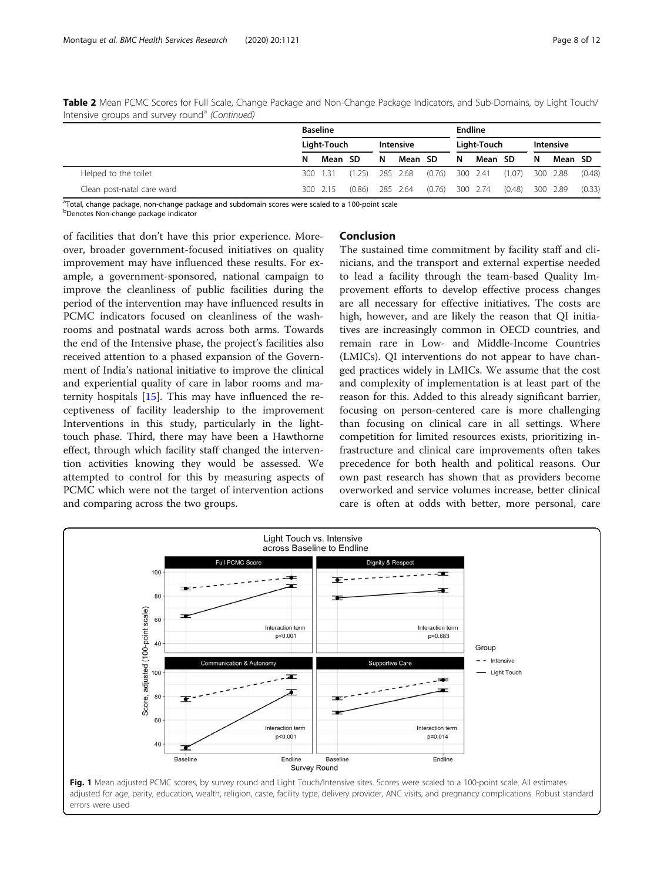**Table 2** Mean PCMC Scores for Full Scale, Change Package and Non-Change Package Indicators, and Sub-Domains, by Light Touch/ Intensive groups and survey round[a] *(Continued)*

| | Baseline | | | | | | Endline | | | | | |
|---|---|---|---|---|---|---|---|---|---|---|---|---|
| | Light-Touch | | | Intensive | | | Light-Touch | | | Intensive | | |
| | N | Mean | SD | N | Mean | SD | N | Mean | SD | N | Mean | SD |
| Helped to the toilet | 300 | 1.31 | (1.25) | 285 | 2.68 | (0.76) | 300 | 2.41 | (1.07) | 300 | 2.88 | (0.48) |
| Clean post-natal care ward | 300 | 2.15 | (0.86) | 285 | 2.64 | (0.76) | 300 | 2.74 | (0.48) | 300 | 2.89 | (0.33) |

[a]Total, change package, non-change package and subdomain scores were scaled to a 100-point scale
[b]Denotes Non-change package indicator

of facilities that don't have this prior experience. Moreover, broader government-focused initiatives on quality improvement may have influenced these results. For example, a government-sponsored, national campaign to improve the cleanliness of public facilities during the period of the intervention may have influenced results in PCMC indicators focused on cleanliness of the washrooms and postnatal wards across both arms. Towards the end of the Intensive phase, the project's facilities also received attention to a phased expansion of the Government of India's national initiative to improve the clinical and experiential quality of care in labor rooms and maternity hospitals [15]. This may have influenced the receptiveness of facility leadership to the improvement Interventions in this study, particularly in the light-touch phase. Third, there may have been a Hawthorne effect, through which facility staff changed the intervention activities knowing they would be assessed. We attempted to control for this by measuring aspects of PCMC which were not the target of intervention actions and comparing across the two groups.

## Conclusion

The sustained time commitment by facility staff and clinicians, and the transport and external expertise needed to lead a facility through the team-based Quality Improvement efforts to develop effective process changes are all necessary for effective initiatives. The costs are high, however, and are likely the reason that QI initiatives are increasingly common in OECD countries, and remain rare in Low- and Middle-Income Countries (LMICs). QI interventions do not appear to have changed practices widely in LMICs. We assume that the cost and complexity of implementation is at least part of the reason for this. Added to this already significant barrier, focusing on person-centered care is more challenging than focusing on clinical care in all settings. Where competition for limited resources exists, prioritizing infrastructure and clinical care improvements often takes precedence for both health and political reasons. Our own past research has shown that as providers become overworked and service volumes increase, better clinical care is often at odds with better, more personal, care

**Fig. 1** Mean adjusted PCMC scores, by survey round and Light Touch/Intensive sites. Scores were scaled to a 100-point scale. All estimates adjusted for age, parity, education, wealth, religion, caste, facility type, delivery provider, ANC visits, and pregnancy complications. Robust standard errors were used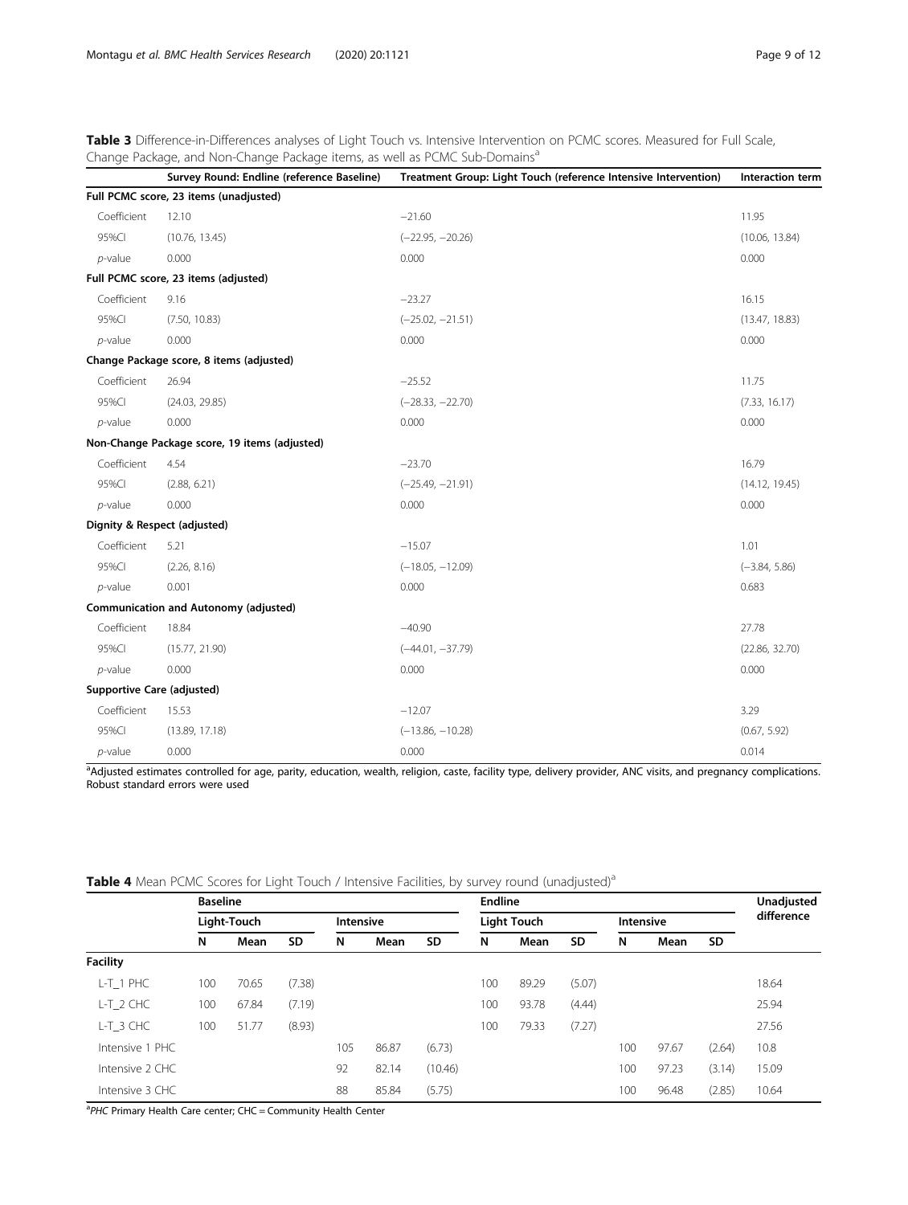**Table 3** Difference-in-Differences analyses of Light Touch vs. Intensive Intervention on PCMC scores. Measured for Full Scale, Change Package, and Non-Change Package items, as well as PCMC Sub-Domains[a]

| | Survey Round: Endline (reference Baseline) | Treatment Group: Light Touch (reference Intensive Intervention) | Interaction term |
|---|---|---|---|
| **Full PCMC score, 23 items (unadjusted)** | | | |
| Coefficient | 12.10 | −21.60 | 11.95 |
| 95%CI | (10.76, 13.45) | (−22.95, −20.26) | (10.06, 13.84) |
| *p*-value | 0.000 | 0.000 | 0.000 |
| **Full PCMC score, 23 items (adjusted)** | | | |
| Coefficient | 9.16 | −23.27 | 16.15 |
| 95%CI | (7.50, 10.83) | (−25.02, −21.51) | (13.47, 18.83) |
| *p*-value | 0.000 | 0.000 | 0.000 |
| **Change Package score, 8 items (adjusted)** | | | |
| Coefficient | 26.94 | −25.52 | 11.75 |
| 95%CI | (24.03, 29.85) | (−28.33, −22.70) | (7.33, 16.17) |
| *p*-value | 0.000 | 0.000 | 0.000 |
| **Non-Change Package score, 19 items (adjusted)** | | | |
| Coefficient | 4.54 | −23.70 | 16.79 |
| 95%CI | (2.88, 6.21) | (−25.49, −21.91) | (14.12, 19.45) |
| *p*-value | 0.000 | 0.000 | 0.000 |
| **Dignity & Respect (adjusted)** | | | |
| Coefficient | 5.21 | −15.07 | 1.01 |
| 95%CI | (2.26, 8.16) | (−18.05, −12.09) | (−3.84, 5.86) |
| *p*-value | 0.001 | 0.000 | 0.683 |
| **Communication and Autonomy (adjusted)** | | | |
| Coefficient | 18.84 | −40.90 | 27.78 |
| 95%CI | (15.77, 21.90) | (−44.01, −37.79) | (22.86, 32.70) |
| *p*-value | 0.000 | 0.000 | 0.000 |
| **Supportive Care (adjusted)** | | | |
| Coefficient | 15.53 | −12.07 | 3.29 |
| 95%CI | (13.89, 17.18) | (−13.86, −10.28) | (0.67, 5.92) |
| *p*-value | 0.000 | 0.000 | 0.014 |

[a]Adjusted estimates controlled for age, parity, education, wealth, religion, caste, facility type, delivery provider, ANC visits, and pregnancy complications. Robust standard errors were used

**Table 4** Mean PCMC Scores for Light Touch / Intensive Facilities, by survey round (unadjusted)[a]

| | Baseline | | | | | | Endline | | | | | | Unadjusted difference |
|---|---|---|---|---|---|---|---|---|---|---|---|---|---|
| | Light-Touch | | | Intensive | | | Light Touch | | | Intensive | | | |
| | N | Mean | SD | N | Mean | SD | N | Mean | SD | N | Mean | SD | |
| **Facility** | | | | | | | | | | | | | |
| L-T_1 PHC | 100 | 70.65 | (7.38) | | | | 100 | 89.29 | (5.07) | | | | 18.64 |
| L-T_2 CHC | 100 | 67.84 | (7.19) | | | | 100 | 93.78 | (4.44) | | | | 25.94 |
| L-T_3 CHC | 100 | 51.77 | (8.93) | | | | 100 | 79.33 | (7.27) | | | | 27.56 |
| Intensive 1 PHC | | | | 105 | 86.87 | (6.73) | | | | 100 | 97.67 | (2.64) | 10.8 |
| Intensive 2 CHC | | | | 92 | 82.14 | (10.46) | | | | 100 | 97.23 | (3.14) | 15.09 |
| Intensive 3 CHC | | | | 88 | 85.84 | (5.75) | | | | 100 | 96.48 | (2.85) | 10.64 |

[a]*PHC* Primary Health Care center; CHC = Community Health Center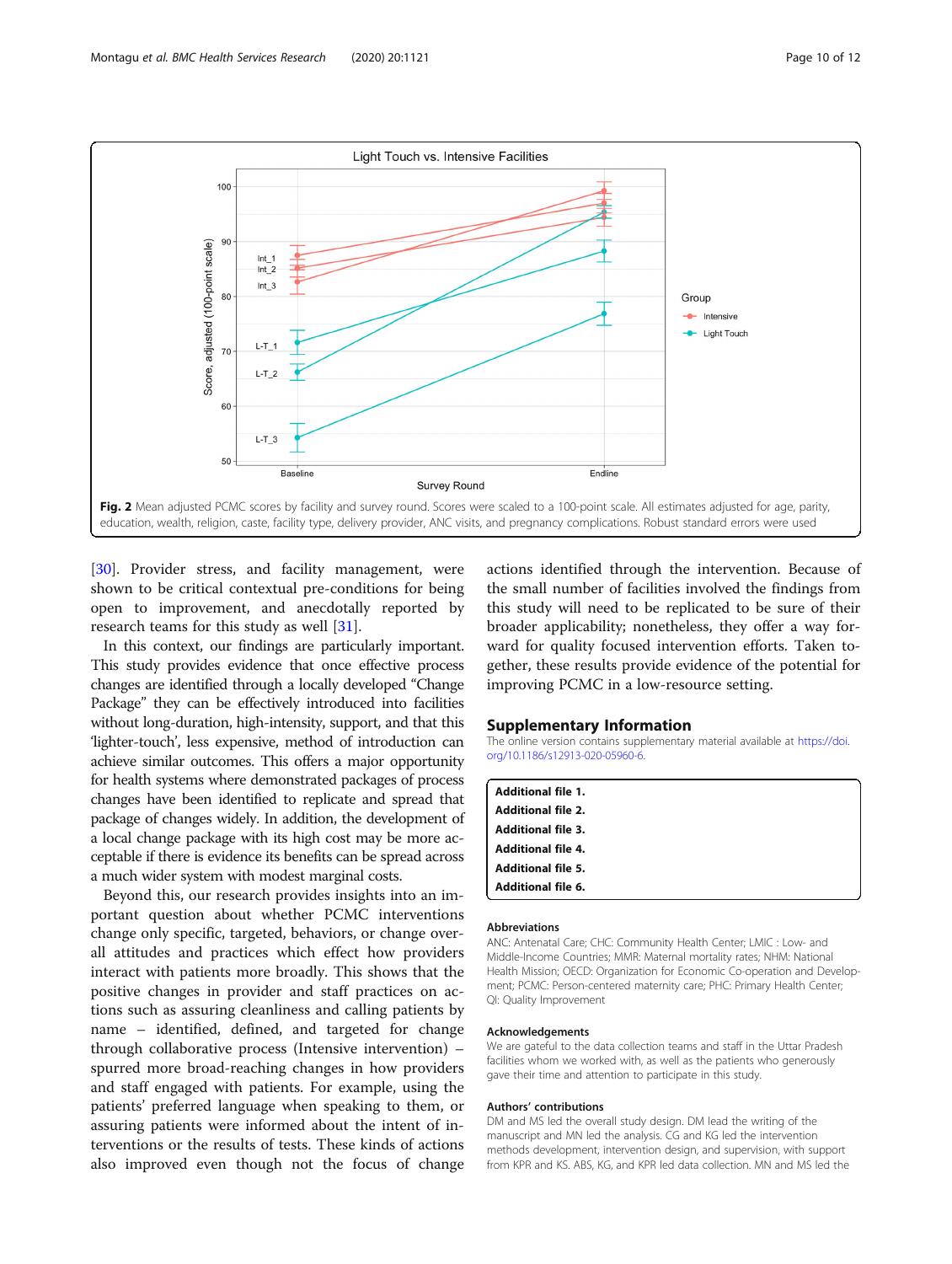Fig. 2 Mean adjusted PCMC scores by facility and survey round. Scores were scaled to a 100-point scale. All estimates adjusted for age, parity, education, wealth, religion, caste, facility type, delivery provider, ANC visits, and pregnancy complications. Robust standard errors were used

[30]. Provider stress, and facility management, were shown to be critical contextual pre-conditions for being open to improvement, and anecdotally reported by research teams for this study as well [31].

In this context, our findings are particularly important. This study provides evidence that once effective process changes are identified through a locally developed "Change Package" they can be effectively introduced into facilities without long-duration, high-intensity, support, and that this 'lighter-touch', less expensive, method of introduction can achieve similar outcomes. This offers a major opportunity for health systems where demonstrated packages of process changes have been identified to replicate and spread that package of changes widely. In addition, the development of a local change package with its high cost may be more acceptable if there is evidence its benefits can be spread across a much wider system with modest marginal costs.

Beyond this, our research provides insights into an important question about whether PCMC interventions change only specific, targeted, behaviors, or change overall attitudes and practices which effect how providers interact with patients more broadly. This shows that the positive changes in provider and staff practices on actions such as assuring cleanliness and calling patients by name – identified, defined, and targeted for change through collaborative process (Intensive intervention) – spurred more broad-reaching changes in how providers and staff engaged with patients. For example, using the patients' preferred language when speaking to them, or assuring patients were informed about the intent of interventions or the results of tests. These kinds of actions also improved even though not the focus of change actions identified through the intervention. Because of the small number of facilities involved the findings from this study will need to be replicated to be sure of their broader applicability; nonetheless, they offer a way forward for quality focused intervention efforts. Taken together, these results provide evidence of the potential for improving PCMC in a low-resource setting.

## Supplementary Information

The online version contains supplementary material available at https://doi.org/10.1186/s12913-020-05960-6.

**Additional file 1.**
**Additional file 2.**
**Additional file 3.**
**Additional file 4.**
**Additional file 5.**
**Additional file 6.**

### Abbreviations

ANC: Antenatal Care; CHC: Community Health Center; LMIC : Low- and Middle-Income Countries; MMR: Maternal mortality rates; NHM: National Health Mission; OECD: Organization for Economic Co-operation and Development; PCMC: Person-centered maternity care; PHC: Primary Health Center; QI: Quality Improvement

### Acknowledgements

We are gateful to the data collection teams and staff in the Uttar Pradesh facilities whom we worked with, as well as the patients who generously gave their time and attention to participate in this study.

### Authors' contributions

DM and MS led the overall study design. DM lead the writing of the manuscript and MN led the analysis. CG and KG led the intervention methods development, intervention design, and supervision, with support from KPR and KS. ABS, KG, and KPR led data collection. MN and MS led the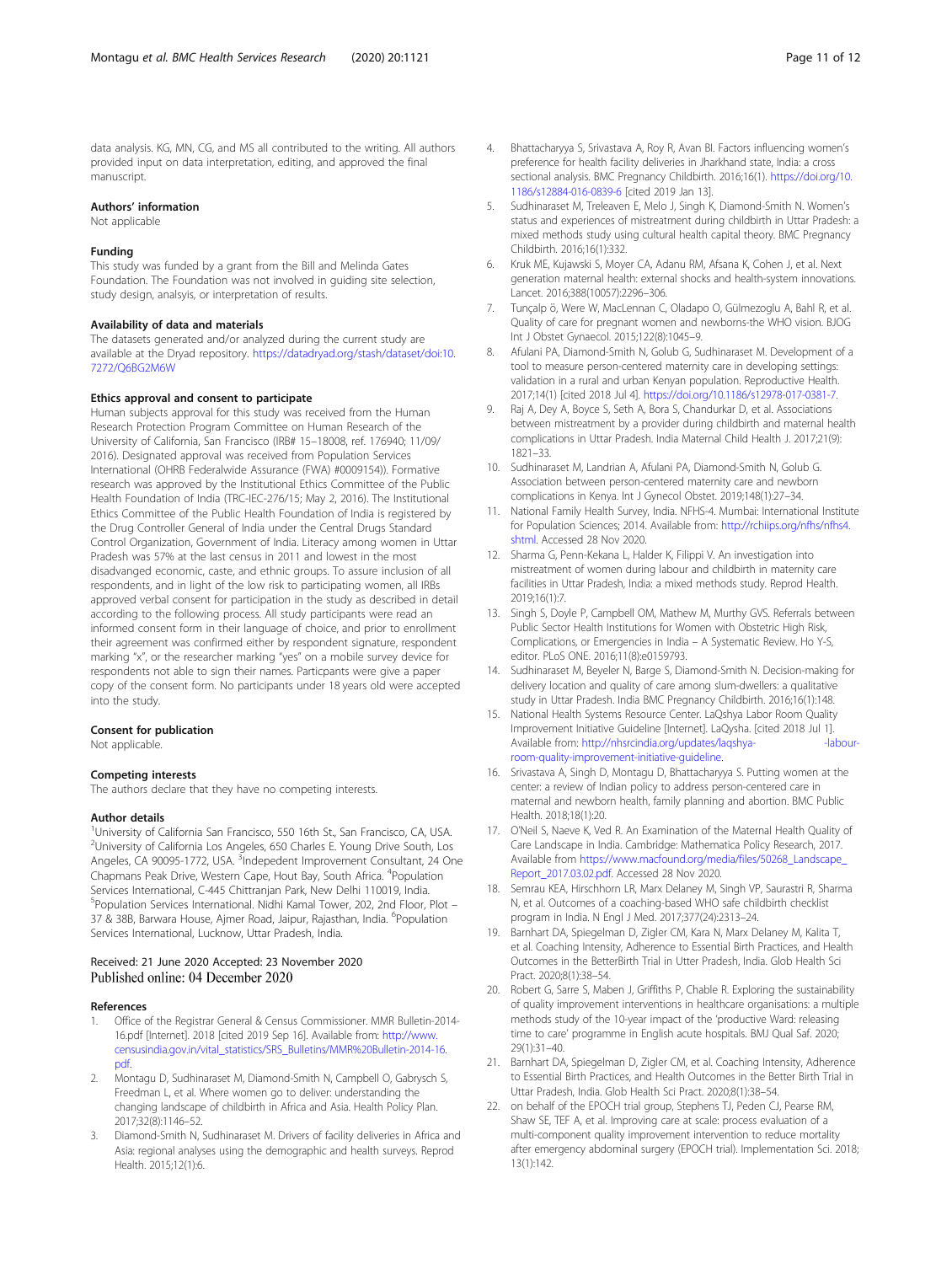data analysis. KG, MN, CG, and MS all contributed to the writing. All authors provided input on data interpretation, editing, and approved the final manuscript.

### Authors' information

Not applicable

### Funding

This study was funded by a grant from the Bill and Melinda Gates Foundation. The Foundation was not involved in guiding site selection, study design, analsyis, or interpretation of results.

### Availability of data and materials

The datasets generated and/or analyzed during the current study are available at the Dryad repository. https://datadryad.org/stash/dataset/doi:10.7272/Q6BG2M6W

### Ethics approval and consent to participate

Human subjects approval for this study was received from the Human Research Protection Program Committee on Human Research of the University of California, San Francisco (IRB# 15–18008, ref. 176940; 11/09/2016). Designated approval was received from Population Services International (OHRB Federalwide Assurance (FWA) #0009154)). Formative research was approved by the Institutional Ethics Committee of the Public Health Foundation of India (TRC-IEC-276/15; May 2, 2016). The Institutional Ethics Committee of the Public Health Foundation of India is registered by the Drug Controller General of India under the Central Drugs Standard Control Organization, Government of India. Literacy among women in Uttar Pradesh was 57% at the last census in 2011 and lowest in the most disadvantaged economic, caste, and ethnic groups. To assure inclusion of all respondents, and in light of the low risk to participating women, all IRBs approved verbal consent for participation in the study as described in detail according to the following process. All study participants were read an informed consent form in their language of choice, and prior to enrollment their agreement was confirmed either by respondent signature, respondent marking "x", or the researcher marking "yes" on a mobile survey device for respondents not able to sign their names. Particpants were give a paper copy of the consent form. No participants under 18 years old were accepted into the study.

### Consent for publication

Not applicable.

### Competing interests

The authors declare that they have no competing interests.

### Author details

[1]University of California San Francisco, 550 16th St., San Francisco, CA, USA. [2]University of California Los Angeles, 650 Charles E. Young Drive South, Los Angeles, CA 90095-1772, USA. [3]Indepedent Improvement Consultant, 24 One Chapmans Peak Drive, Western Cape, Hout Bay, South Africa. [4]Population Services International, C-445 Chittranjan Park, New Delhi 110019, India. [5]Population Services International. Nidhi Kamal Tower, 202, 2nd Floor, Plot – 37 & 38B, Barwara House, Ajmer Road, Jaipur, Rajasthan, India. [6]Population Services International, Lucknow, Uttar Pradesh, India.

Received: 21 June 2020 Accepted: 23 November 2020
Published online: 04 December 2020

### References

1. Office of the Registrar General & Census Commissioner. MMR Bulletin-2014-16.pdf [Internet]. 2018 [cited 2019 Sep 16]. Available from: http://www.censusindia.gov.in/vital_statistics/SRS_Bulletins/MMR%20Bulletin-2014-16.pdf.
2. Montagu D, Sudhinaraset M, Diamond-Smith N, Campbell O, Gabrysch S, Freedman L, et al. Where women go to deliver: understanding the changing landscape of childbirth in Africa and Asia. Health Policy Plan. 2017;32(8):1146–52.
3. Diamond-Smith N, Sudhinaraset M. Drivers of facility deliveries in Africa and Asia: regional analyses using the demographic and health surveys. Reprod Health. 2015;12(1):6.
4. Bhattacharyya S, Srivastava A, Roy R, Avan BI. Factors influencing women's preference for health facility deliveries in Jharkhand state, India: a cross sectional analysis. BMC Pregnancy Childbirth. 2016;16(1). https://doi.org/10.1186/s12884-016-0839-6 [cited 2019 Jan 13].
5. Sudhinaraset M, Treleaven E, Melo J, Singh K, Diamond-Smith N. Women's status and experiences of mistreatment during childbirth in Uttar Pradesh: a mixed methods study using cultural health capital theory. BMC Pregnancy Childbirth. 2016;16(1):332.
6. Kruk ME, Kujawski S, Moyer CA, Adanu RM, Afsana K, Cohen J, et al. Next generation maternal health: external shocks and health-system innovations. Lancet. 2016;388(10057):2296–306.
7. Tunçalp ö, Were W, MacLennan C, Oladapo O, Gülmezoglu A, Bahl R, et al. Quality of care for pregnant women and newborns-the WHO vision. BJOG Int J Obstet Gynaecol. 2015;122(8):1045–9.
8. Afulani PA, Diamond-Smith N, Golub G, Sudhinaraset M. Development of a tool to measure person-centered maternity care in developing settings: validation in a rural and urban Kenyan population. Reproductive Health. 2017;14(1) [cited 2018 Jul 4]. https://doi.org/10.1186/s12978-017-0381-7.
9. Raj A, Dey A, Boyce S, Seth A, Bora S, Chandurkar D, et al. Associations between mistreatment by a provider during childbirth and maternal health complications in Uttar Pradesh. India Maternal Child Health J. 2017;21(9):1821–33.
10. Sudhinaraset M, Landrian A, Afulani PA, Diamond-Smith N, Golub G. Association between person-centered maternity care and newborn complications in Kenya. Int J Gynecol Obstet. 2019;148(1):27–34.
11. National Family Health Survey, India. NFHS-4. Mumbai: International Institute for Population Sciences; 2014. Available from: http://rchiips.org/nfhs/nfhs4.shtml. Accessed 28 Nov 2020.
12. Sharma G, Penn-Kekana L, Halder K, Filippi V. An investigation into mistreatment of women during labour and childbirth in maternity care facilities in Uttar Pradesh, India: a mixed methods study. Reprod Health. 2019;16(1):7.
13. Singh S, Doyle P, Campbell OM, Mathew M, Murthy GVS. Referrals between Public Sector Health Institutions for Women with Obstetric High Risk, Complications, or Emergencies in India – A Systematic Review. Ho Y-S, editor. PLoS ONE. 2016;11(8):e0159793.
14. Sudhinaraset M, Beyeler N, Barge S, Diamond-Smith N. Decision-making for delivery location and quality of care among slum-dwellers: a qualitative study in Uttar Pradesh. India BMC Pregnancy Childbirth. 2016;16(1):148.
15. National Health Systems Resource Center. LaQshya Labor Room Quality Improvement Initiative Guideline [Internet]. LaQysha. [cited 2018 Jul 1]. Available from: http://nhsrcindia.org/updates/laqshya-labour-room-quality-improvement-initiative-guideline.
16. Srivastava A, Singh D, Montagu D, Bhattacharyya S. Putting women at the center: a review of Indian policy to address person-centered care in maternal and newborn health, family planning and abortion. BMC Public Health. 2018;18(1):20.
17. O'Neil S, Naeve K, Ved R. An Examination of the Maternal Health Quality of Care Landscape in India. Cambridge: Mathematica Policy Research, 2017. Available from https://www.macfound.org/media/files/50268_Landscape_Report_2017.03.02.pdf. Accessed 28 Nov 2020.
18. Semrau KEA, Hirschhorn LR, Marx Delaney M, Singh VP, Saurastri R, Sharma N, et al. Outcomes of a coaching-based WHO safe childbirth checklist program in India. N Engl J Med. 2017;377(24):2313–24.
19. Barnhart DA, Spiegelman D, Zigler CM, Kara N, Marx Delaney M, Kalita T, et al. Coaching Intensity, Adherence to Essential Birth Practices, and Health Outcomes in the BetterBirth Trial in Utter Pradesh, India. Glob Health Sci Pract. 2020;8(1):38–54.
20. Robert G, Sarre S, Maben J, Griffiths P, Chable R. Exploring the sustainability of quality improvement interventions in healthcare organisations: a multiple methods study of the 10-year impact of the 'productive Ward: releasing time to care' programme in English acute hospitals. BMJ Qual Saf. 2020;29(1):31–40.
21. Barnhart DA, Spiegelman D, Zigler CM, et al. Coaching Intensity, Adherence to Essential Birth Practices, and Health Outcomes in the Better Birth Trial in Uttar Pradesh, India. Glob Health Sci Pract. 2020;8(1):38–54.
22. on behalf of the EPOCH trial group, Stephens TJ, Peden CJ, Pearse RM, Shaw SE, TEF A, et al. Improving care at scale: process evaluation of a multi-component quality improvement intervention to reduce mortality after emergency abdominal surgery (EPOCH trial). Implementation Sci. 2018;13(1):142.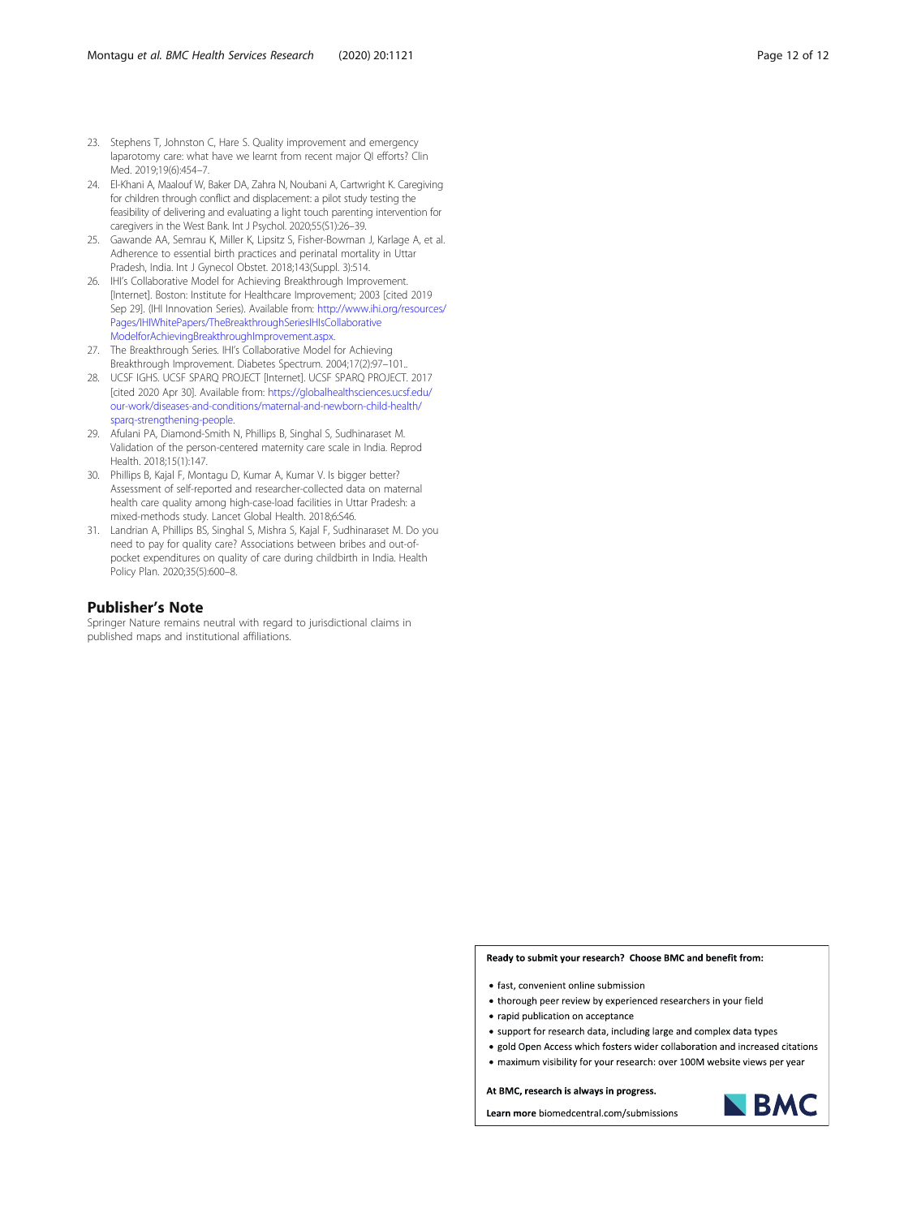23. Stephens T, Johnston C, Hare S. Quality improvement and emergency laparotomy care: what have we learnt from recent major QI efforts? Clin Med. 2019;19(6):454–7.
24. El-Khani A, Maalouf W, Baker DA, Zahra N, Noubani A, Cartwright K. Caregiving for children through conflict and displacement: a pilot study testing the feasibility of delivering and evaluating a light touch parenting intervention for caregivers in the West Bank. Int J Psychol. 2020;55(S1):26–39.
25. Gawande AA, Semrau K, Miller K, Lipsitz S, Fisher-Bowman J, Karlage A, et al. Adherence to essential birth practices and perinatal mortality in Uttar Pradesh, India. Int J Gynecol Obstet. 2018;143(Suppl. 3):514.
26. IHI's Collaborative Model for Achieving Breakthrough Improvement. [Internet]. Boston: Institute for Healthcare Improvement; 2003 [cited 2019 Sep 29]. (IHI Innovation Series). Available from: http://www.ihi.org/resources/Pages/IHIWhitePapers/TheBreakthroughSeriesIHIsCollaborativeModelforAchievingBreakthroughImprovement.aspx.
27. The Breakthrough Series. IHI's Collaborative Model for Achieving Breakthrough Improvement. Diabetes Spectrum. 2004;17(2):97–101..
28. UCSF IGHS. UCSF SPARQ PROJECT [Internet]. UCSF SPARQ PROJECT. 2017 [cited 2020 Apr 30]. Available from: https://globalhealthsciences.ucsf.edu/our-work/diseases-and-conditions/maternal-and-newborn-child-health/sparq-strengthening-people.
29. Afulani PA, Diamond-Smith N, Phillips B, Singhal S, Sudhinaraset M. Validation of the person-centered maternity care scale in India. Reprod Health. 2018;15(1):147.
30. Phillips B, Kajal F, Montagu D, Kumar A, Kumar V. Is bigger better? Assessment of self-reported and researcher-collected data on maternal health care quality among high-case-load facilities in Uttar Pradesh: a mixed-methods study. Lancet Global Health. 2018;6:S46.
31. Landrian A, Phillips BS, Singhal S, Mishra S, Kajal F, Sudhinaraset M. Do you need to pay for quality care? Associations between bribes and out-of-pocket expenditures on quality of care during childbirth in India. Health Policy Plan. 2020;35(5):600–8.

## Publisher's Note

Springer Nature remains neutral with regard to jurisdictional claims in published maps and institutional affiliations.

**Ready to submit your research? Choose BMC and benefit from:**

- fast, convenient online submission
- thorough peer review by experienced researchers in your field
- rapid publication on acceptance
- support for research data, including large and complex data types
- gold Open Access which fosters wider collaboration and increased citations
- maximum visibility for your research: over 100M website views per year

**At BMC, research is always in progress.**

**Learn more** biomedcentral.com/submissions

BMC